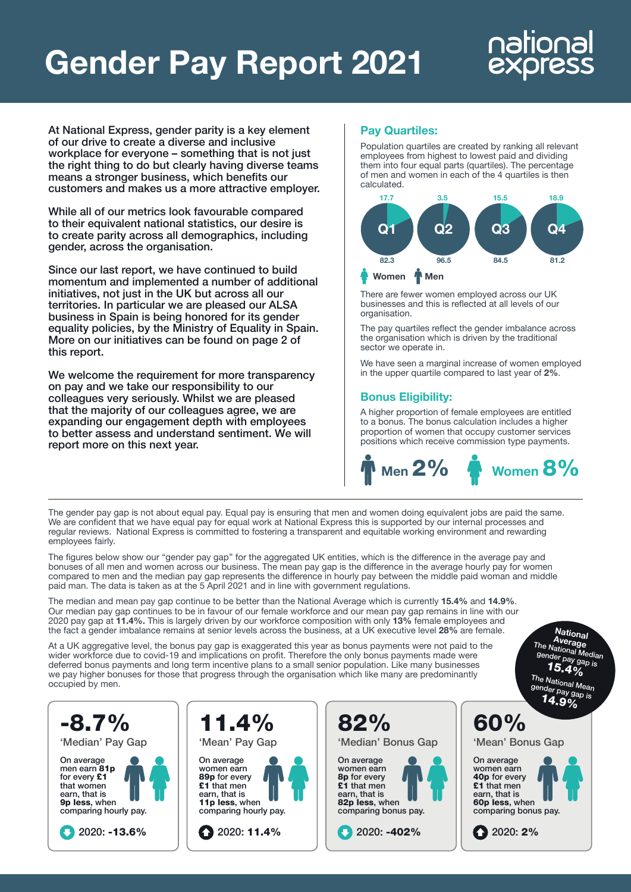# Gender Pay Report 2021

national express

At National Express, gender parity is a key element of our drive to create a diverse and inclusive workplace for everyone – something that is not just the right thing to do but clearly having diverse teams means a stronger business, which benefits our customers and makes us a more attractive employer.

While all of our metrics look favourable compared to their equivalent national statistics, our desire is to create parity across all demographics, including gender, across the organisation.

Since our last report, we have continued to build momentum and implemented a number of additional initiatives, not just in the UK but across all our territories. In particular we are pleased our ALSA business in Spain is being honored for its gender equality policies, by the Ministry of Equality in Spain. More on our initiatives can be found on page 2 of this report.

We welcome the requirement for more transparency on pay and we take our responsibility to our colleagues very seriously. Whilst we are pleased that the majority of our colleagues agree, we are expanding our engagement depth with employees to better assess and understand sentiment. We will report more on this next year.

## Pay Quartiles:

Population quartiles are created by ranking all relevant employees from highest to lowest paid and dividing them into four equal parts (quartiles). The percentage of men and women in each of the 4 quartiles is then calculated.

| | Q1 | Q2 | Q3 | Q4 |
|---|---|---|---|---|
| Women | 17.7 | 3.5 | 15.5 | 18.9 |
| Men | 82.3 | 96.5 | 84.5 | 81.2 |

There are fewer women employed across our UK businesses and this is reflected at all levels of our organisation.

The pay quartiles reflect the gender imbalance across the organisation which is driven by the traditional sector we operate in.

We have seen a marginal increase of women employed in the upper quartile compared to last year of **2%**.

## Bonus Eligibility:

A higher proportion of female employees are entitled to a bonus. The bonus calculation includes a higher proportion of women that occupy customer services positions which receive commission type payments.

**Men 2%** **Women 8%**

---

The gender pay gap is not about equal pay. Equal pay is ensuring that men and women doing equivalent jobs are paid the same. We are confident that we have equal pay for equal work at National Express this is supported by our internal processes and regular reviews. National Express is committed to fostering a transparent and equitable working environment and rewarding employees fairly.

The figures below show our "gender pay gap" for the aggregated UK entities, which is the difference in the average pay and bonuses of all men and women across our business. The mean pay gap is the difference in the average hourly pay for women compared to men and the median pay gap represents the difference in hourly pay between the middle paid woman and middle paid man. The data is taken as at the 5 April 2021 and in line with government regulations.

The median and mean pay gap continue to be better than the National Average which is currently **15.4%** and **14.9%**. Our median pay gap continues to be in favour of our female workforce and our mean pay gap remains in line with our 2020 pay gap at **11.4%.** This is largely driven by our workforce composition with only **13%** female employees and the fact a gender imbalance remains at senior levels across the business, at a UK executive level **28%** are female.

At a UK aggregative level, the bonus pay gap is exaggerated this year as bonus payments were not paid to the wider workforce due to covid-19 and implications on profit. Therefore the only bonus payments made were deferred bonus payments and long term incentive plans to a small senior population. Like many businesses we pay higher bonuses for those that progress through the organisation which like many are predominantly occupied by men.

**National Average**
The National Median gender pay gap is **15.4%**
The National Mean gender pay gap is **14.9%**

### -8.7%
'Median' Pay Gap

On average men earn **81p** for every **£1** that women earn, that is **9p less**, when comparing hourly pay.

2020: **-13.6%**

### 11.4%
'Mean' Pay Gap

On average women earn **89p** for every **£1** that men earn, that is **11p less**, when comparing hourly pay.

2020: **11.4%**

### 82%
'Median' Bonus Gap

On average women earn **8p** for every **£1** that men earn, that is **82p less**, when comparing bonus pay.

2020: **-402%**

### 60%
'Mean' Bonus Gap

On average women earn **40p** for every **£1** that men earn, that is **60p less**, when comparing bonus pay.

2020: **2%**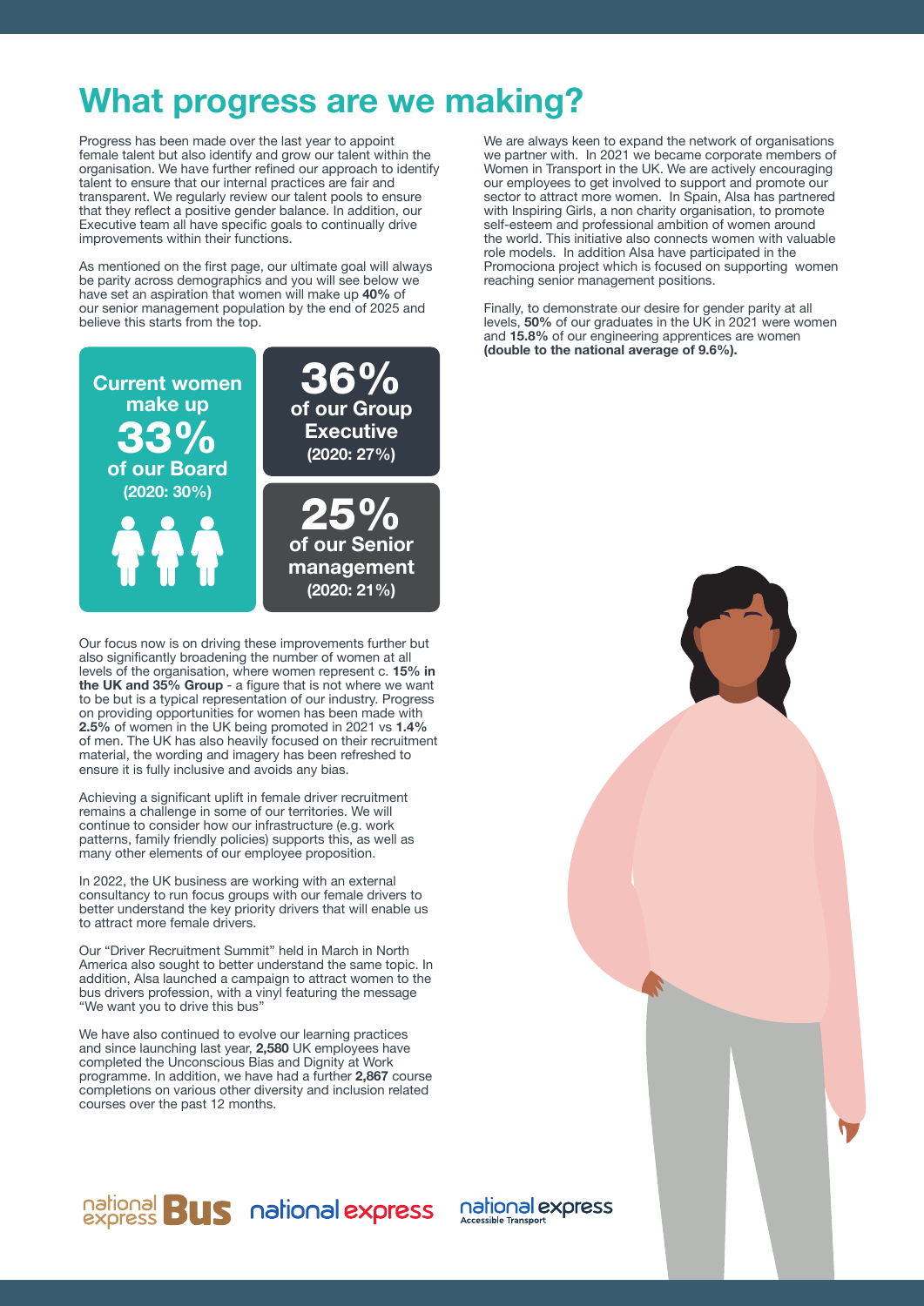# What progress are we making?

Progress has been made over the last year to appoint female talent but also identify and grow our talent within the organisation. We have further refined our approach to identify talent to ensure that our internal practices are fair and transparent. We regularly review our talent pools to ensure that they reflect a positive gender balance. In addition, our Executive team all have specific goals to continually drive improvements within their functions.

As mentioned on the first page, our ultimate goal will always be parity across demographics and you will see below we have set an aspiration that women will make up **40%** of our senior management population by the end of 2025 and believe this starts from the top.

**Current women make up 33% of our Board (2020: 30%)**

**36% of our Group Executive (2020: 27%)**

**25% of our Senior management (2020: 21%)**

Our focus now is on driving these improvements further but also significantly broadening the number of women at all levels of the organisation, where women represent c. **15% in the UK and 35% Group** - a figure that is not where we want to be but is a typical representation of our industry. Progress on providing opportunities for women has been made with **2.5%** of women in the UK being promoted in 2021 vs **1.4%** of men. The UK has also heavily focused on their recruitment material, the wording and imagery has been refreshed to ensure it is fully inclusive and avoids any bias.

Achieving a significant uplift in female driver recruitment remains a challenge in some of our territories. We will continue to consider how our infrastructure (e.g. work patterns, family friendly policies) supports this, as well as many other elements of our employee proposition.

In 2022, the UK business are working with an external consultancy to run focus groups with our female drivers to better understand the key priority drivers that will enable us to attract more female drivers.

Our "Driver Recruitment Summit" held in March in North America also sought to better understand the same topic. In addition, Alsa launched a campaign to attract women to the bus drivers profession, with a vinyl featuring the message "We want you to drive this bus"

We have also continued to evolve our learning practices and since launching last year, **2,580** UK employees have completed the Unconscious Bias and Dignity at Work programme. In addition, we have had a further **2,867** course completions on various other diversity and inclusion related courses over the past 12 months.

We are always keen to expand the network of organisations we partner with. In 2021 we became corporate members of Women in Transport in the UK. We are actively encouraging our employees to get involved to support and promote our sector to attract more women. In Spain, Alsa has partnered with Inspiring Girls, a non charity organisation, to promote self-esteem and professional ambition of women around the world. This initiative also connects women with valuable role models. In addition Alsa have participated in the Promociona project which is focused on supporting women reaching senior management positions.

Finally, to demonstrate our desire for gender parity at all levels, **50%** of our graduates in the UK in 2021 were women and **15.8%** of our engineering apprentices are women **(double to the national average of 9.6%).**

national express Bus | national express | national express Accessible Transport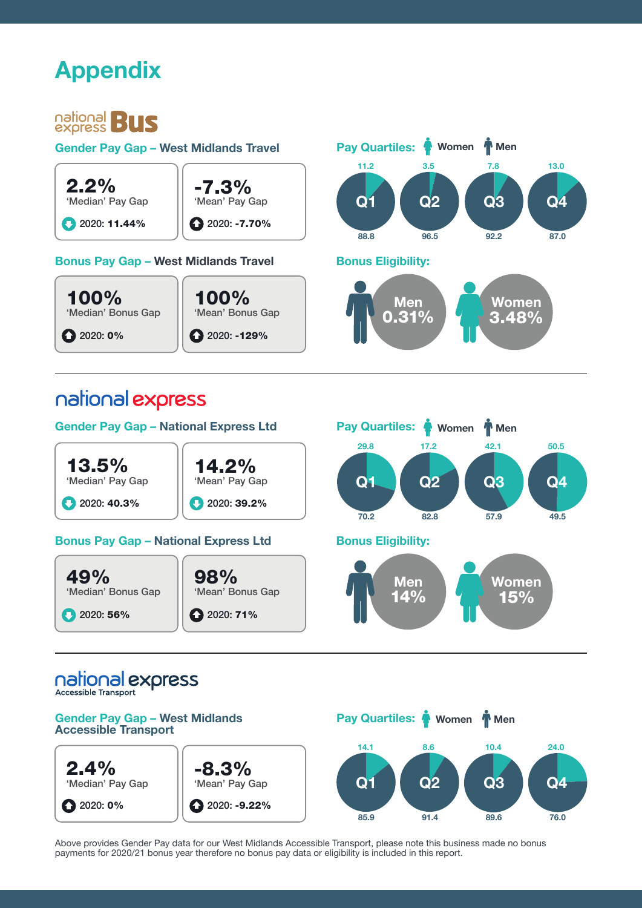# Appendix

## national express Bus

### Gender Pay Gap – West Midlands Travel

**2.2%**
'Median' Pay Gap
2020: **11.44%**

**-7.3%**
'Mean' Pay Gap
2020: **-7.70%**

### Bonus Pay Gap – West Midlands Travel

**100%**
'Median' Bonus Gap
2020: **0%**

**100%**
'Mean' Bonus Gap
2020: **-129%**

**Pay Quartiles:** Women Men

11.2 3.5 7.8 13.0
Q1 Q2 Q3 Q4
88.8 96.5 92.2 87.0

**Bonus Eligibility:**

Men 0.31%
Women 3.48%

---

## national express

### Gender Pay Gap – National Express Ltd

**13.5%**
'Median' Pay Gap
2020: **40.3%**

**14.2%**
'Mean' Pay Gap
2020: **39.2%**

### Bonus Pay Gap – National Express Ltd

**49%**
'Median' Bonus Gap
2020: **56%**

**98%**
'Mean' Bonus Gap
2020: **71%**

**Pay Quartiles:** Women Men

29.8 17.2 42.1 50.5
Q1 Q2 Q3 Q4
70.2 82.8 57.9 49.5

**Bonus Eligibility:**

Men 14%
Women 15%

---

## national express Accessible Transport

### Gender Pay Gap – West Midlands Accessible Transport

**2.4%**
'Median' Pay Gap
2020: **0%**

**-8.3%**
'Mean' Pay Gap
2020: **-9.22%**

**Pay Quartiles:** Women Men

14.1 8.6 10.4 24.0
Q1 Q2 Q3 Q4
85.9 91.4 89.6 76.0

Above provides Gender Pay data for our West Midlands Accessible Transport, please note this business made no bonus payments for 2020/21 bonus year therefore no bonus pay data or eligibility is included in this report.